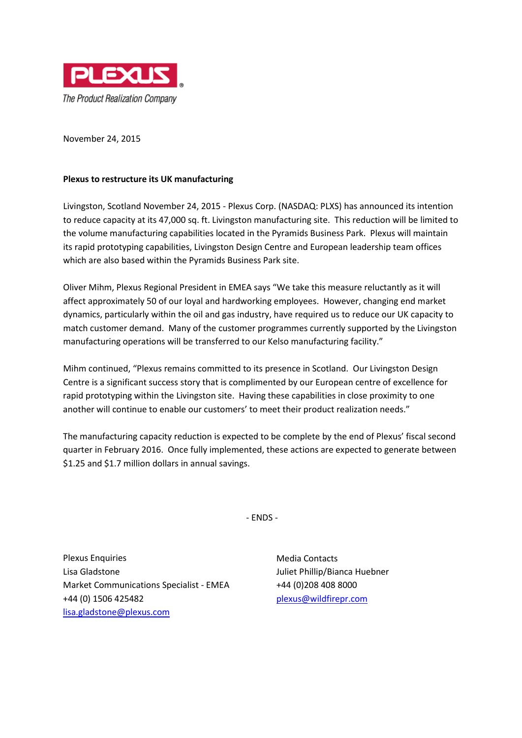PLEXUS®

*The Product Realization Company*

November 24, 2015

**Plexus to restructure its UK manufacturing**

Livingston, Scotland November 24, 2015 - Plexus Corp. (NASDAQ: PLXS) has announced its intention to reduce capacity at its 47,000 sq. ft. Livingston manufacturing site. This reduction will be limited to the volume manufacturing capabilities located in the Pyramids Business Park. Plexus will maintain its rapid prototyping capabilities, Livingston Design Centre and European leadership team offices which are also based within the Pyramids Business Park site.

Oliver Mihm, Plexus Regional President in EMEA says "We take this measure reluctantly as it will affect approximately 50 of our loyal and hardworking employees. However, changing end market dynamics, particularly within the oil and gas industry, have required us to reduce our UK capacity to match customer demand. Many of the customer programmes currently supported by the Livingston manufacturing operations will be transferred to our Kelso manufacturing facility."

Mihm continued, "Plexus remains committed to its presence in Scotland. Our Livingston Design Centre is a significant success story that is complimented by our European centre of excellence for rapid prototyping within the Livingston site. Having these capabilities in close proximity to one another will continue to enable our customers' to meet their product realization needs."

The manufacturing capacity reduction is expected to be complete by the end of Plexus' fiscal second quarter in February 2016. Once fully implemented, these actions are expected to generate between $1.25 and $1.7 million dollars in annual savings.

- ENDS -

Plexus Enquiries
Lisa Gladstone
Market Communications Specialist - EMEA
+44 (0) 1506 425482
lisa.gladstone@plexus.com

Media Contacts
Juliet Phillip/Bianca Huebner
+44 (0)208 408 8000
plexus@wildfirepr.com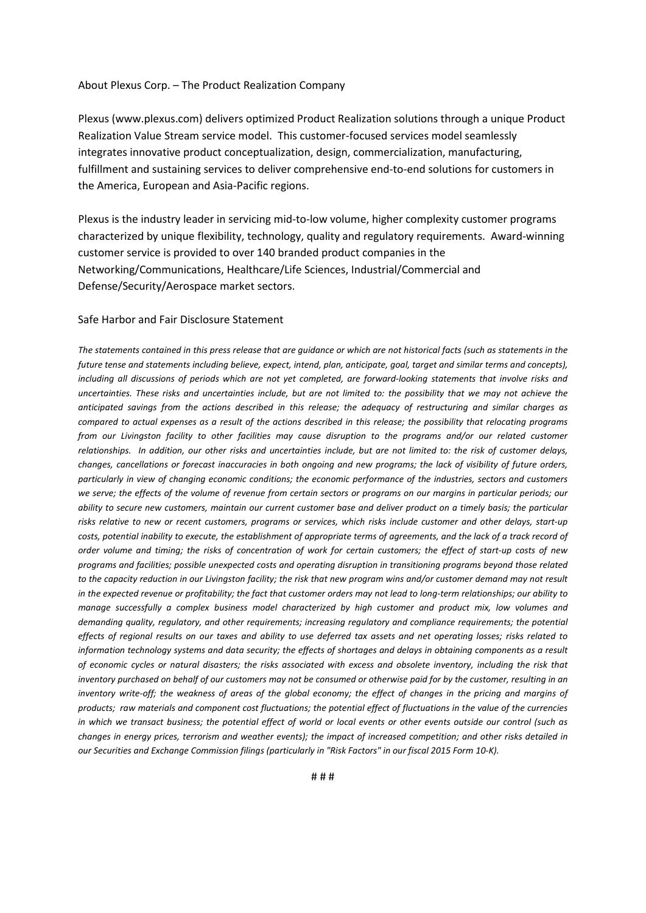## About Plexus Corp. – The Product Realization Company

Plexus (www.plexus.com) delivers optimized Product Realization solutions through a unique Product Realization Value Stream service model. This customer-focused services model seamlessly integrates innovative product conceptualization, design, commercialization, manufacturing, fulfillment and sustaining services to deliver comprehensive end-to-end solutions for customers in the America, European and Asia-Pacific regions.

Plexus is the industry leader in servicing mid-to-low volume, higher complexity customer programs characterized by unique flexibility, technology, quality and regulatory requirements. Award-winning customer service is provided to over 140 branded product companies in the Networking/Communications, Healthcare/Life Sciences, Industrial/Commercial and Defense/Security/Aerospace market sectors.

## Safe Harbor and Fair Disclosure Statement

*The statements contained in this press release that are guidance or which are not historical facts (such as statements in the future tense and statements including believe, expect, intend, plan, anticipate, goal, target and similar terms and concepts), including all discussions of periods which are not yet completed, are forward-looking statements that involve risks and uncertainties. These risks and uncertainties include, but are not limited to: the possibility that we may not achieve the anticipated savings from the actions described in this release; the adequacy of restructuring and similar charges as compared to actual expenses as a result of the actions described in this release; the possibility that relocating programs from our Livingston facility to other facilities may cause disruption to the programs and/or our related customer relationships. In addition, our other risks and uncertainties include, but are not limited to: the risk of customer delays, changes, cancellations or forecast inaccuracies in both ongoing and new programs; the lack of visibility of future orders, particularly in view of changing economic conditions; the economic performance of the industries, sectors and customers we serve; the effects of the volume of revenue from certain sectors or programs on our margins in particular periods; our ability to secure new customers, maintain our current customer base and deliver product on a timely basis; the particular risks relative to new or recent customers, programs or services, which risks include customer and other delays, start-up costs, potential inability to execute, the establishment of appropriate terms of agreements, and the lack of a track record of order volume and timing; the risks of concentration of work for certain customers; the effect of start-up costs of new programs and facilities; possible unexpected costs and operating disruption in transitioning programs beyond those related to the capacity reduction in our Livingston facility; the risk that new program wins and/or customer demand may not result in the expected revenue or profitability; the fact that customer orders may not lead to long-term relationships; our ability to manage successfully a complex business model characterized by high customer and product mix, low volumes and demanding quality, regulatory, and other requirements; increasing regulatory and compliance requirements; the potential effects of regional results on our taxes and ability to use deferred tax assets and net operating losses; risks related to information technology systems and data security; the effects of shortages and delays in obtaining components as a result of economic cycles or natural disasters; the risks associated with excess and obsolete inventory, including the risk that inventory purchased on behalf of our customers may not be consumed or otherwise paid for by the customer, resulting in an inventory write-off; the weakness of areas of the global economy; the effect of changes in the pricing and margins of products; raw materials and component cost fluctuations; the potential effect of fluctuations in the value of the currencies in which we transact business; the potential effect of world or local events or other events outside our control (such as changes in energy prices, terrorism and weather events); the impact of increased competition; and other risks detailed in our Securities and Exchange Commission filings (particularly in "Risk Factors" in our fiscal 2015 Form 10-K).*

# # #